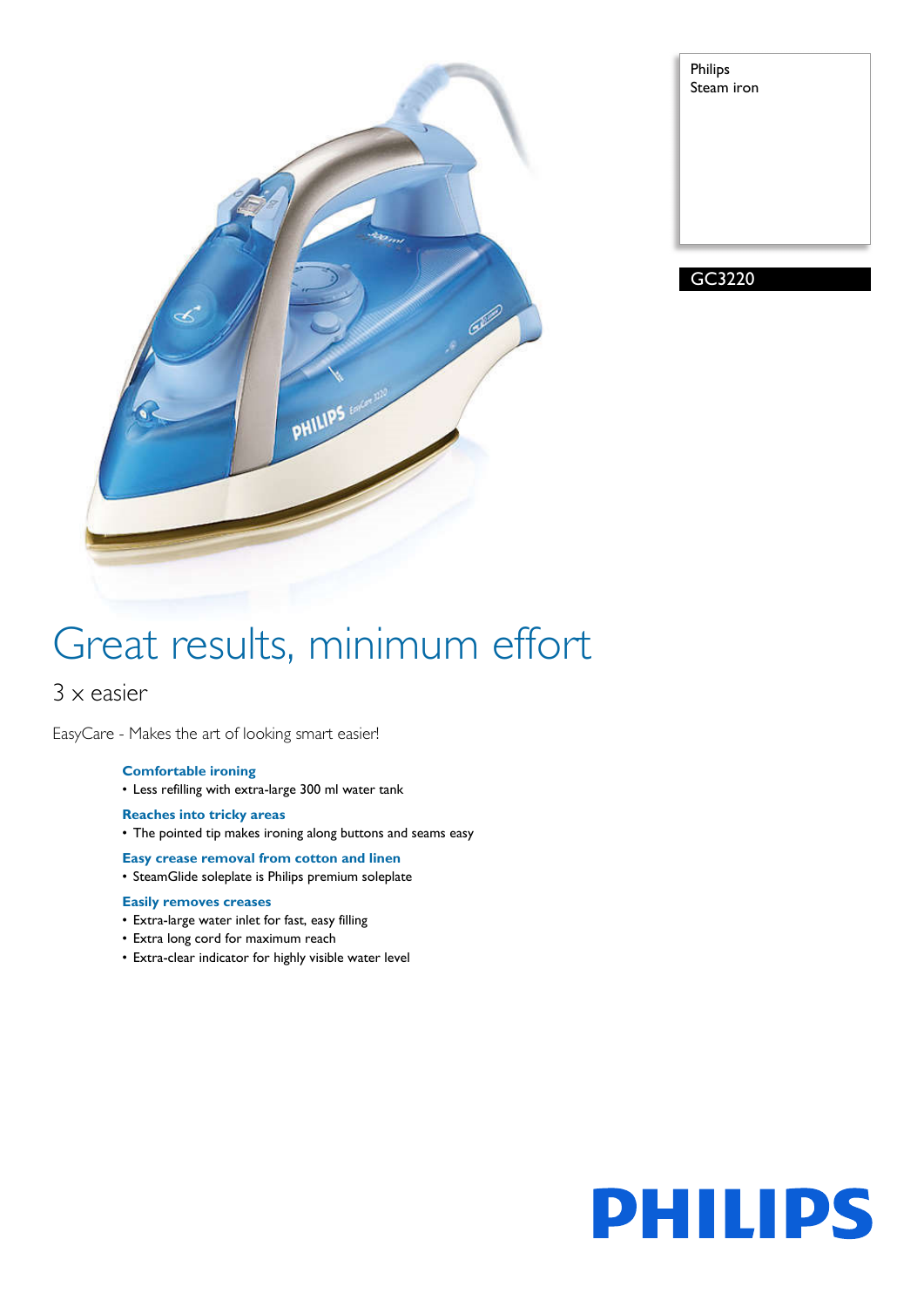Philips
Steam iron

GC3220

# Great results, minimum effort

## 3 x easier

EasyCare - Makes the art of looking smart easier!

**Comfortable ironing**
- Less refilling with extra-large 300 ml water tank

**Reaches into tricky areas**
- The pointed tip makes ironing along buttons and seams easy

**Easy crease removal from cotton and linen**
- SteamGlide soleplate is Philips premium soleplate

**Easily removes creases**
- Extra-large water inlet for fast, easy filling
- Extra long cord for maximum reach
- Extra-clear indicator for highly visible water level

PHILIPS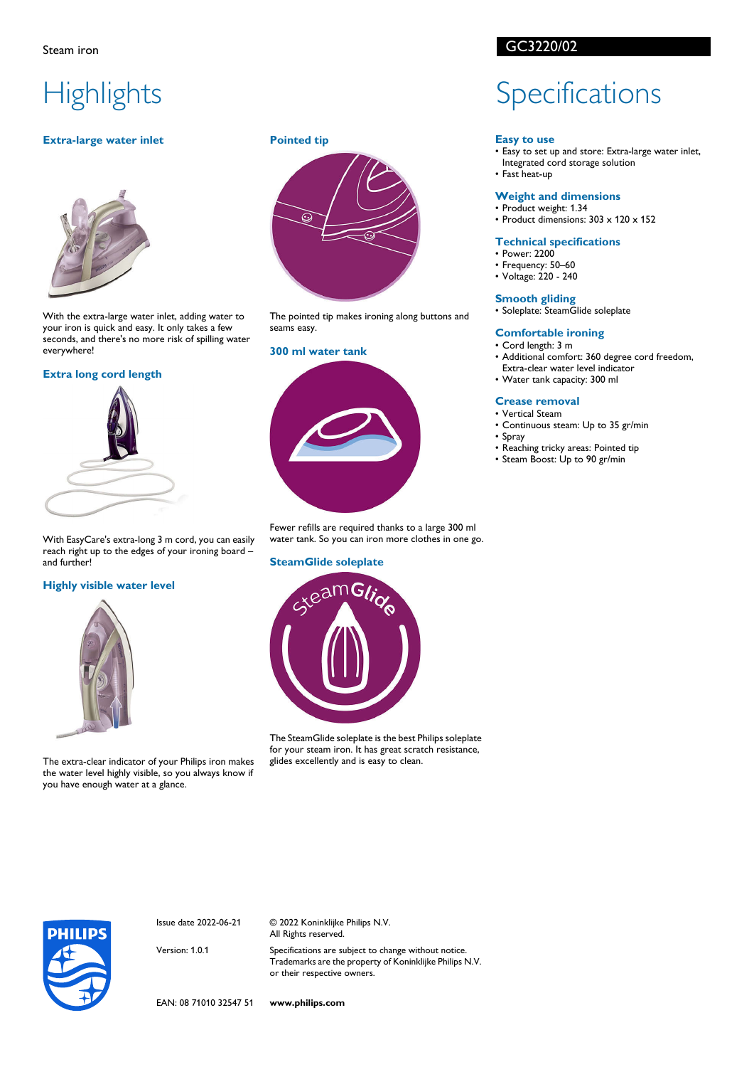Steam iron

GC3220/02

# Highlights

### Extra-large water inlet

With the extra-large water inlet, adding water to your iron is quick and easy. It only takes a few seconds, and there's no more risk of spilling water everywhere!

### Extra long cord length

With EasyCare's extra-long 3 m cord, you can easily reach right up to the edges of your ironing board – and further!

### Highly visible water level

The extra-clear indicator of your Philips iron makes the water level highly visible, so you always know if you have enough water at a glance.

### Pointed tip

The pointed tip makes ironing along buttons and seams easy.

### 300 ml water tank

Fewer refills are required thanks to a large 300 ml water tank. So you can iron more clothes in one go.

### SteamGlide soleplate

The SteamGlide soleplate is the best Philips soleplate for your steam iron. It has great scratch resistance, glides excellently and is easy to clean.

# Specifications

### Easy to use

- Easy to set up and store: Extra-large water inlet, Integrated cord storage solution
- Fast heat-up

### Weight and dimensions

- Product weight: 1.34
- Product dimensions: 303 x 120 x 152

### Technical specifications

- Power: 2200
- Frequency: 50–60
- Voltage: 220 - 240

### Smooth gliding

- Soleplate: SteamGlide soleplate

### Comfortable ironing

- Cord length: 3 m
- Additional comfort: 360 degree cord freedom, Extra-clear water level indicator
- Water tank capacity: 300 ml

### Crease removal

- Vertical Steam
- Continuous steam: Up to 35 gr/min
- Spray
- Reaching tricky areas: Pointed tip
- Steam Boost: Up to 90 gr/min

Issue date 2022-06-21

Version: 1.0.1

EAN: 08 71010 32547 51

© 2022 Koninklijke Philips N.V.
All Rights reserved.

Specifications are subject to change without notice. Trademarks are the property of Koninklijke Philips N.V. or their respective owners.

**www.philips.com**